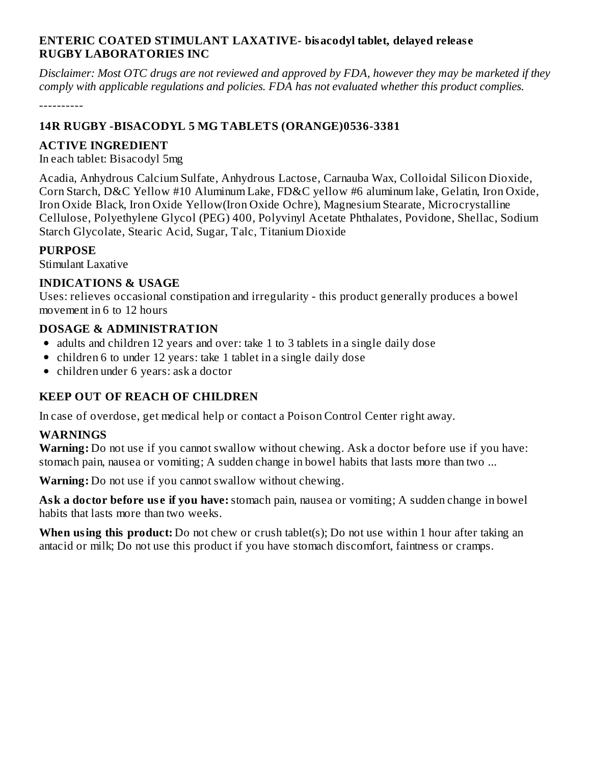**ENTERIC COATED STIMULANT LAXATIVE- bisacodyl tablet, delayed release**
**RUGBY LABORATORIES INC**

*Disclaimer: Most OTC drugs are not reviewed and approved by FDA, however they may be marketed if they comply with applicable regulations and policies. FDA has not evaluated whether this product complies.*

----------

### 14R RUGBY -BISACODYL 5 MG TABLETS (ORANGE)0536-3381

### ACTIVE INGREDIENT

In each tablet: Bisacodyl 5mg

Acadia, Anhydrous Calcium Sulfate, Anhydrous Lactose, Carnauba Wax, Colloidal Silicon Dioxide, Corn Starch, D&C Yellow #10 Aluminum Lake, FD&C yellow #6 aluminum lake, Gelatin, Iron Oxide, Iron Oxide Black, Iron Oxide Yellow(Iron Oxide Ochre), Magnesium Stearate, Microcrystalline Cellulose, Polyethylene Glycol (PEG) 400, Polyvinyl Acetate Phthalates, Povidone, Shellac, Sodium Starch Glycolate, Stearic Acid, Sugar, Talc, Titanium Dioxide

### PURPOSE

Stimulant Laxative

### INDICATIONS & USAGE

Uses: relieves occasional constipation and irregularity - this product generally produces a bowel movement in 6 to 12 hours

### DOSAGE & ADMINISTRATION

- adults and children 12 years and over: take 1 to 3 tablets in a single daily dose
- children 6 to under 12 years: take 1 tablet in a single daily dose
- children under 6 years: ask a doctor

### KEEP OUT OF REACH OF CHILDREN

In case of overdose, get medical help or contact a Poison Control Center right away.

### WARNINGS

**Warning:** Do not use if you cannot swallow without chewing. Ask a doctor before use if you have: stomach pain, nausea or vomiting; A sudden change in bowel habits that lasts more than two ...

**Warning:** Do not use if you cannot swallow without chewing.

**Ask a doctor before use if you have:** stomach pain, nausea or vomiting; A sudden change in bowel habits that lasts more than two weeks.

**When using this product:** Do not chew or crush tablet(s); Do not use within 1 hour after taking an antacid or milk; Do not use this product if you have stomach discomfort, faintness or cramps.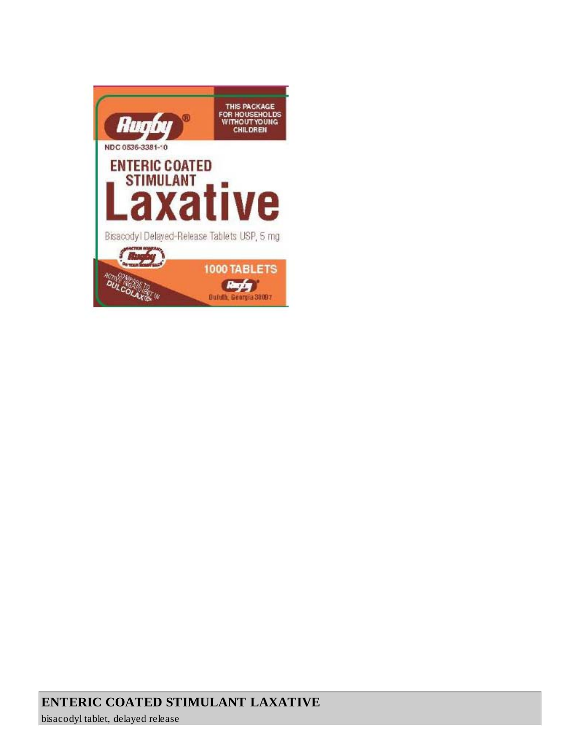THIS PACKAGE FOR HOUSEHOLDS WITHOUT YOUNG CHILDREN

Rugby®

NDC 0536-3381-10

ENTERIC COATED STIMULANT

# Laxative

Bisacodyl Delayed-Release Tablets USP, 5 mg

1000 TABLETS

COMPARE TO ACTIVE INGREDIENT IN DULCOLAX®

Rugby®
Duluth, Georgia 30097

**ENTERIC COATED STIMULANT LAXATIVE**

bisacodyl tablet, delayed release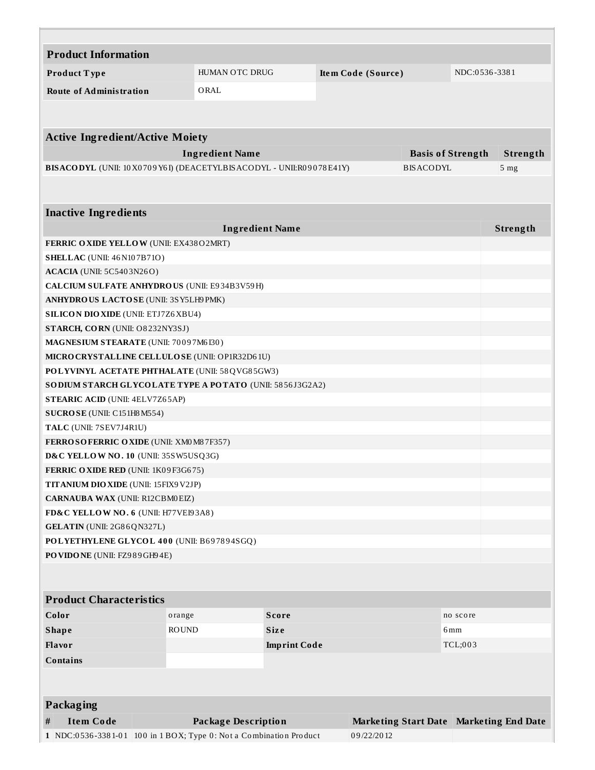| Product Information | | | |
|---|---|---|---|
| **Product Type** | HUMAN OTC DRUG | **Item Code (Source)** | NDC:0536-3381 |
| **Route of Administration** | ORAL | | |

| Active Ingredient/Active Moiety | | |
|---|---|---|
| **Ingredient Name** | **Basis of Strength** | **Strength** |
| **BISACODYL** (UNII: 10X0709Y6I) (DEACETYLBISACODYL - UNII:R09078E41Y) | BISACODYL | 5 mg |

| Inactive Ingredients | |
|---|---|
| **Ingredient Name** | **Strength** |
| **FERRIC OXIDE YELLOW** (UNII: EX438O2MRT) | |
| **SHELLAC** (UNII: 46N107B71O) | |
| **ACACIA** (UNII: 5C5403N26O) | |
| **CALCIUM SULFATE ANHYDROUS** (UNII: E934B3V59H) | |
| **ANHYDROUS LACTOSE** (UNII: 3SY5LH9PMK) | |
| **SILICON DIOXIDE** (UNII: ETJ7Z6XBU4) | |
| **STARCH, CORN** (UNII: O8232NY3SJ) | |
| **MAGNESIUM STEARATE** (UNII: 70097M6I30) | |
| **MICROCRYSTALLINE CELLULOSE** (UNII: OP1R32D61U) | |
| **POLYVINYL ACETATE PHTHALATE** (UNII: 58QVG85GW3) | |
| **SODIUM STARCH GLYCOLATE TYPE A POTATO** (UNII: 5856J3G2A2) | |
| **STEARIC ACID** (UNII: 4ELV7Z65AP) | |
| **SUCROSE** (UNII: C151H8M554) | |
| **TALC** (UNII: 7SEV7J4R1U) | |
| **FERROSOFERRIC OXIDE** (UNII: XM0M87F357) | |
| **D&C YELLOW NO. 10** (UNII: 35SW5USQ3G) | |
| **FERRIC OXIDE RED** (UNII: 1K09F3G675) | |
| **TITANIUM DIOXIDE** (UNII: 15FIX9V2JP) | |
| **CARNAUBA WAX** (UNII: R12CBM0EIZ) | |
| **FD&C YELLOW NO. 6** (UNII: H77VEI93A8) | |
| **GELATIN** (UNII: 2G86QN327L) | |
| **POLYETHYLENE GLYCOL 400** (UNII: B697894SGQ) | |
| **POVIDONE** (UNII: FZ989GH94E) | |

| Product Characteristics | | | |
|---|---|---|---|
| **Color** | orange | **Score** | no score |
| **Shape** | ROUND | **Size** | 6mm |
| **Flavor** | | **Imprint Code** | TCL;003 |
| **Contains** | | | |

| Packaging | | | | |
|---|---|---|---|---|
| **#** | **Item Code** | **Package Description** | **Marketing Start Date** | **Marketing End Date** |
| **1** | NDC:0536-3381-01 | 100 in 1 BOX; Type 0: Not a Combination Product | 09/22/2012 | |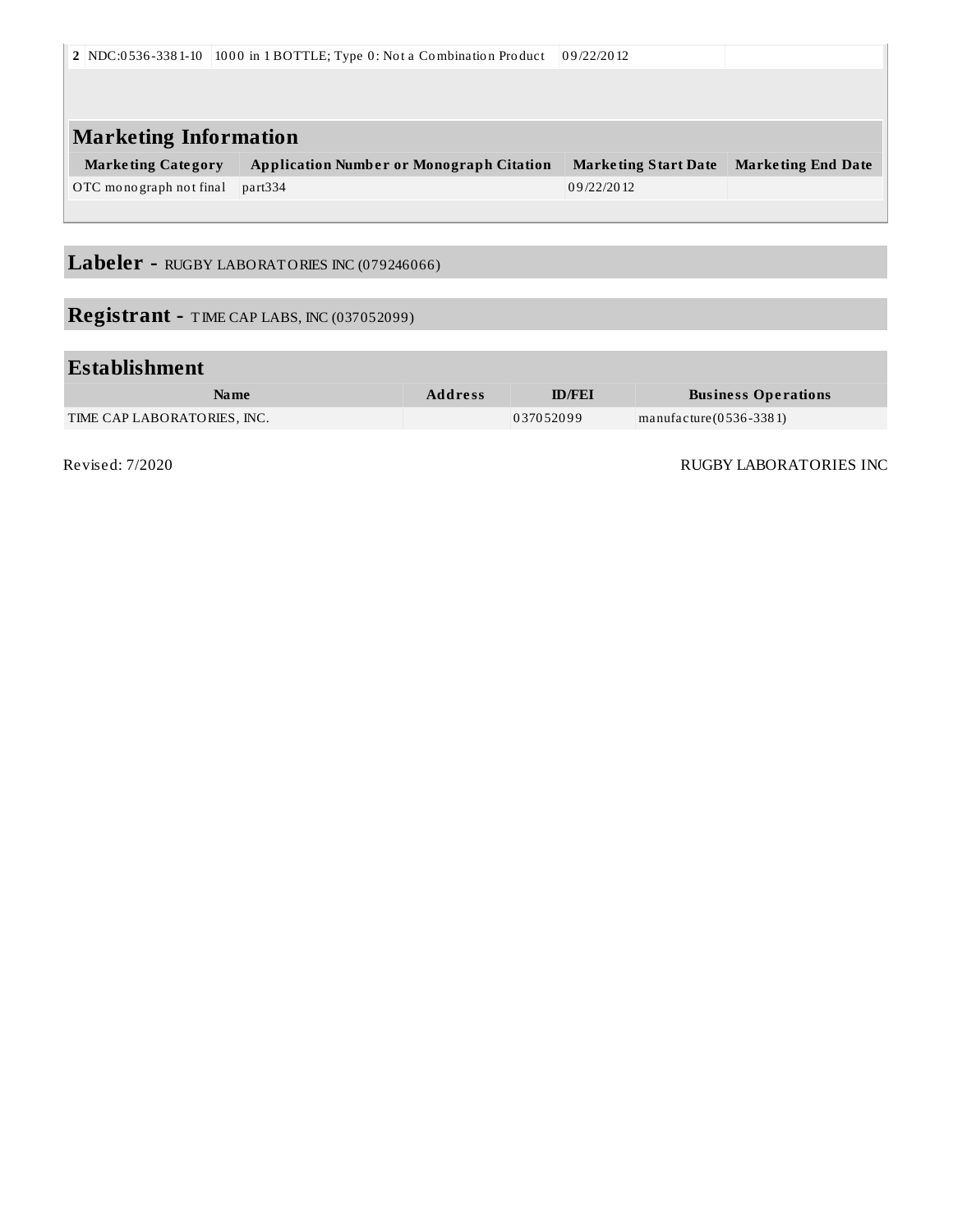| | | | | |
|---|---|---|---|---|
| 2 | NDC:0536-3381-10 | 1000 in 1 BOTTLE; Type 0: Not a Combination Product | 09/22/2012 | |

## Marketing Information

| Marketing Category | Application Number or Monograph Citation | Marketing Start Date | Marketing End Date |
|---|---|---|---|
| OTC monograph not final | part334 | 09/22/2012 | |

## Labeler - RUGBY LABORATORIES INC (079246066)

## Registrant - TIME CAP LABS, INC (037052099)

## Establishment

| Name | Address | ID/FEI | Business Operations |
|---|---|---|---|
| TIME CAP LABORATORIES, INC. | | 037052099 | manufacture(0536-3381) |

Revised: 7/2020 RUGBY LABORATORIES INC